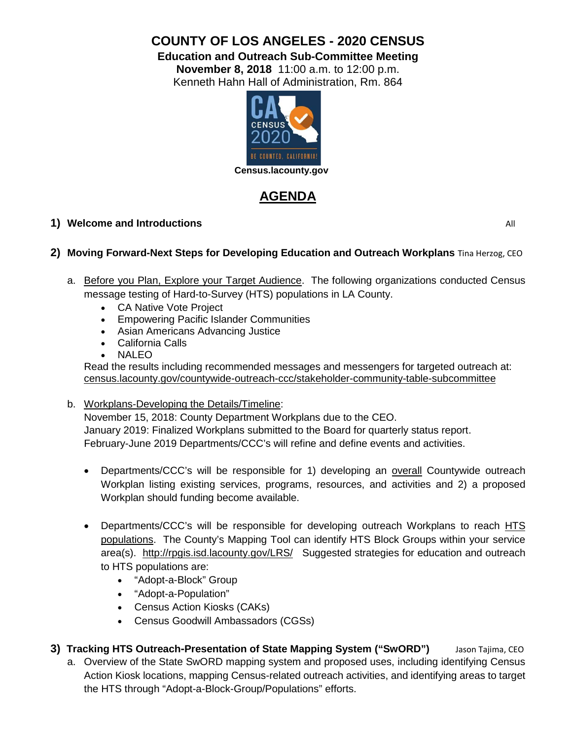# COUNTY OF LOS ANGELES - 2020 CENSUS

**Education and Outreach Sub-Committee Meeting**

**November 8, 2018** 11:00 a.m. to 12:00 p.m.

Kenneth Hahn Hall of Administration, Rm. 864

**Census.lacounty.gov**

## AGENDA

**1) Welcome and Introductions** All

**2) Moving Forward-Next Steps for Developing Education and Outreach Workplans** Tina Herzog, CEO

a. Before you Plan, Explore your Target Audience. The following organizations conducted Census message testing of Hard-to-Survey (HTS) populations in LA County.

- CA Native Vote Project
- Empowering Pacific Islander Communities
- Asian Americans Advancing Justice
- California Calls
- NALEO

Read the results including recommended messages and messengers for targeted outreach at: census.lacounty.gov/countywide-outreach-ccc/stakeholder-community-table-subcommittee

b. Workplans-Developing the Details/Timeline:
November 15, 2018: County Department Workplans due to the CEO.
January 2019: Finalized Workplans submitted to the Board for quarterly status report.
February-June 2019 Departments/CCC's will refine and define events and activities.

- Departments/CCC's will be responsible for 1) developing an overall Countywide outreach Workplan listing existing services, programs, resources, and activities and 2) a proposed Workplan should funding become available.
- Departments/CCC's will be responsible for developing outreach Workplans to reach HTS populations. The County's Mapping Tool can identify HTS Block Groups within your service area(s). http://rpgis.isd.lacounty.gov/LRS/ Suggested strategies for education and outreach to HTS populations are:
  - "Adopt-a-Block" Group
  - "Adopt-a-Population"
  - Census Action Kiosks (CAKs)
  - Census Goodwill Ambassadors (CGSs)

**3) Tracking HTS Outreach-Presentation of State Mapping System ("SwORD")** Jason Tajima, CEO

a. Overview of the State SwORD mapping system and proposed uses, including identifying Census Action Kiosk locations, mapping Census-related outreach activities, and identifying areas to target the HTS through "Adopt-a-Block-Group/Populations" efforts.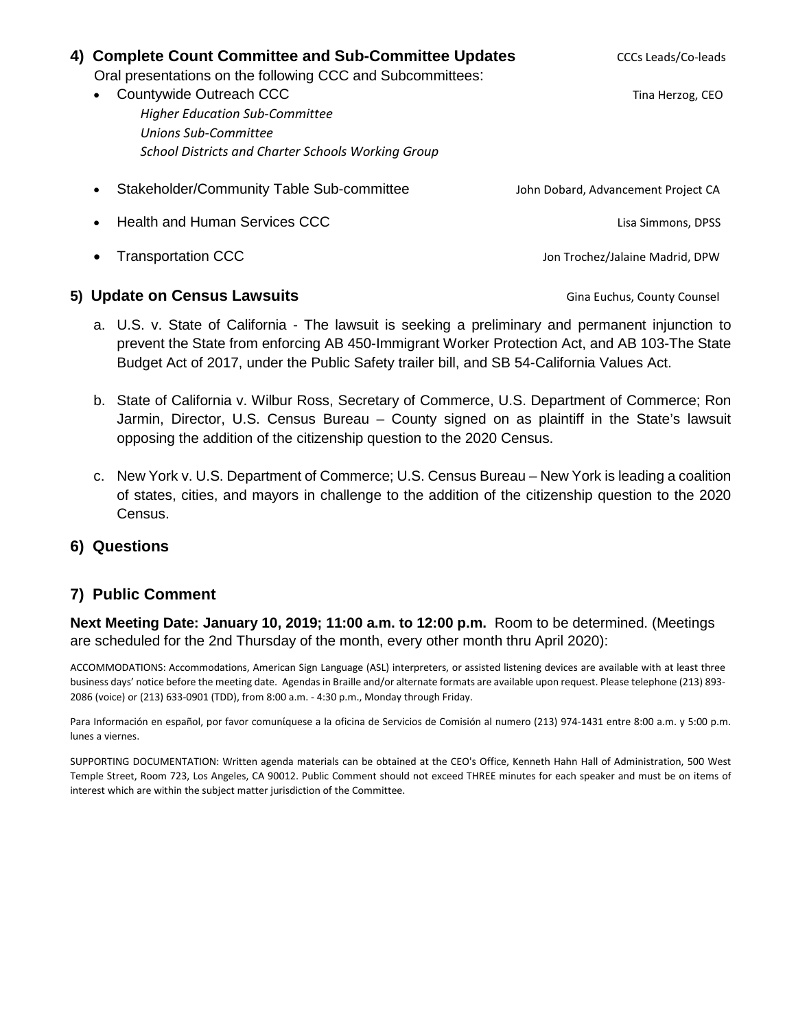## 4) Complete Count Committee and Sub-Committee Updates

CCCs Leads/Co-leads

Oral presentations on the following CCC and Subcommittees:

- Countywide Outreach CCC — Tina Herzog, CEO
  - *Higher Education Sub-Committee*
  - *Unions Sub-Committee*
  - *School Districts and Charter Schools Working Group*
- Stakeholder/Community Table Sub-committee — John Dobard, Advancement Project CA
- Health and Human Services CCC — Lisa Simmons, DPSS
- Transportation CCC — Jon Trochez/Jalaine Madrid, DPW

## 5) Update on Census Lawsuits

Gina Euchus, County Counsel

a. U.S. v. State of California - The lawsuit is seeking a preliminary and permanent injunction to prevent the State from enforcing AB 450-Immigrant Worker Protection Act, and AB 103-The State Budget Act of 2017, under the Public Safety trailer bill, and SB 54-California Values Act.

b. State of California v. Wilbur Ross, Secretary of Commerce, U.S. Department of Commerce; Ron Jarmin, Director, U.S. Census Bureau – County signed on as plaintiff in the State's lawsuit opposing the addition of the citizenship question to the 2020 Census.

c. New York v. U.S. Department of Commerce; U.S. Census Bureau – New York is leading a coalition of states, cities, and mayors in challenge to the addition of the citizenship question to the 2020 Census.

## 6) Questions

## 7) Public Comment

**Next Meeting Date: January 10, 2019; 11:00 a.m. to 12:00 p.m.** Room to be determined. (Meetings are scheduled for the 2nd Thursday of the month, every other month thru April 2020):

ACCOMMODATIONS: Accommodations, American Sign Language (ASL) interpreters, or assisted listening devices are available with at least three business days' notice before the meeting date. Agendas in Braille and/or alternate formats are available upon request. Please telephone (213) 893-2086 (voice) or (213) 633-0901 (TDD), from 8:00 a.m. - 4:30 p.m., Monday through Friday.

Para Información en español, por favor comuníquese a la oficina de Servicios de Comisión al numero (213) 974-1431 entre 8:00 a.m. y 5:00 p.m. lunes a viernes.

SUPPORTING DOCUMENTATION: Written agenda materials can be obtained at the CEO's Office, Kenneth Hahn Hall of Administration, 500 West Temple Street, Room 723, Los Angeles, CA 90012. Public Comment should not exceed THREE minutes for each speaker and must be on items of interest which are within the subject matter jurisdiction of the Committee.